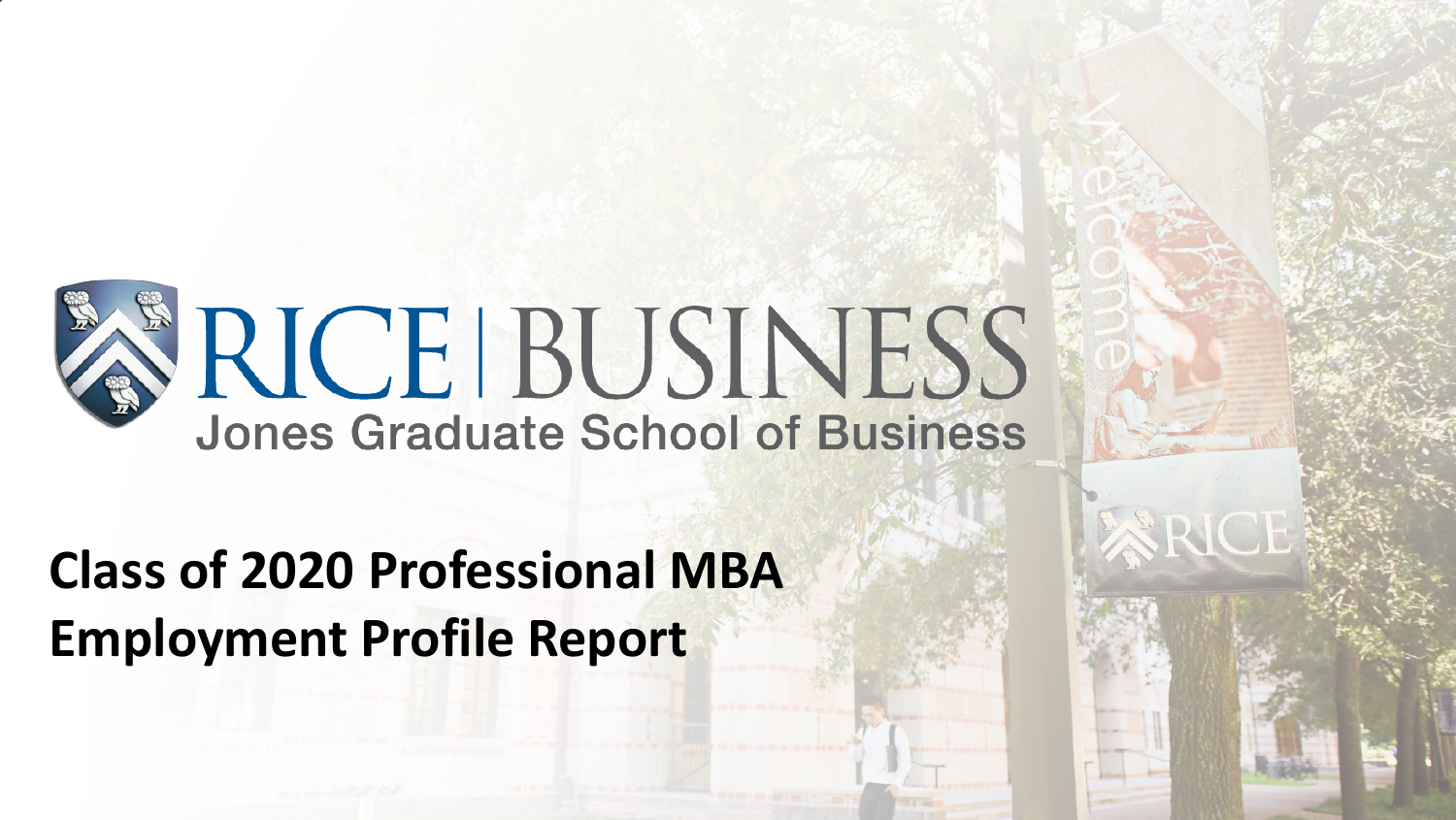RICE | BUSINESS

Jones Graduate School of Business

# Class of 2020 Professional MBA Employment Profile Report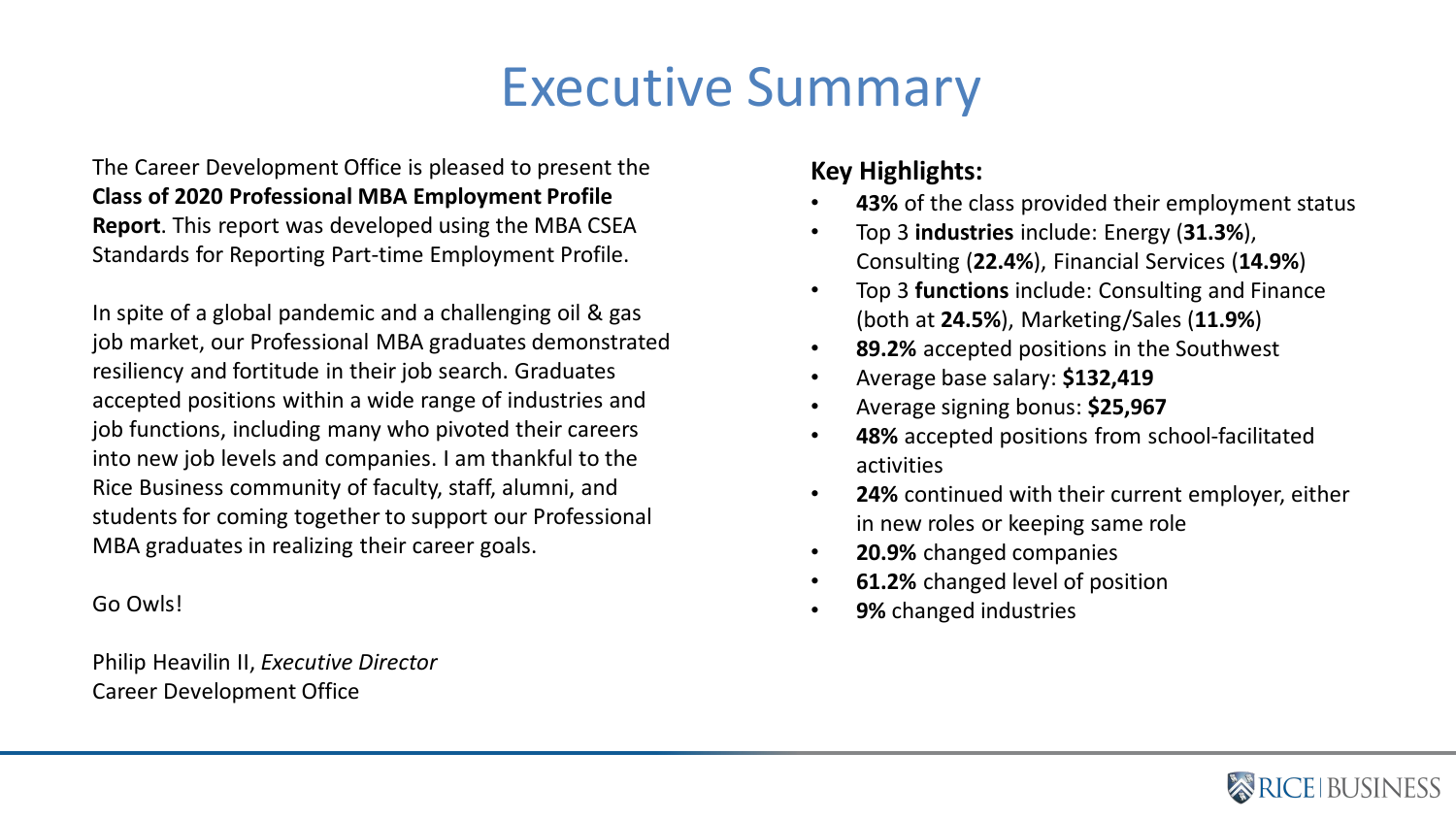# Executive Summary

The Career Development Office is pleased to present the **Class of 2020 Professional MBA Employment Profile Report**. This report was developed using the MBA CSEA Standards for Reporting Part-time Employment Profile.

In spite of a global pandemic and a challenging oil & gas job market, our Professional MBA graduates demonstrated resiliency and fortitude in their job search. Graduates accepted positions within a wide range of industries and job functions, including many who pivoted their careers into new job levels and companies. I am thankful to the Rice Business community of faculty, staff, alumni, and students for coming together to support our Professional MBA graduates in realizing their career goals.

Go Owls!

Philip Heavilin II, *Executive Director*
Career Development Office

**Key Highlights:**

- **43%** of the class provided their employment status
- Top 3 **industries** include: Energy (**31.3%**), Consulting (**22.4%**), Financial Services (**14.9%**)
- Top 3 **functions** include: Consulting and Finance (both at **24.5%**), Marketing/Sales (**11.9%**)
- **89.2%** accepted positions in the Southwest
- Average base salary: **$132,419**
- Average signing bonus: **$25,967**
- **48%** accepted positions from school-facilitated activities
- **24%** continued with their current employer, either in new roles or keeping same role
- **20.9%** changed companies
- **61.2%** changed level of position
- **9%** changed industries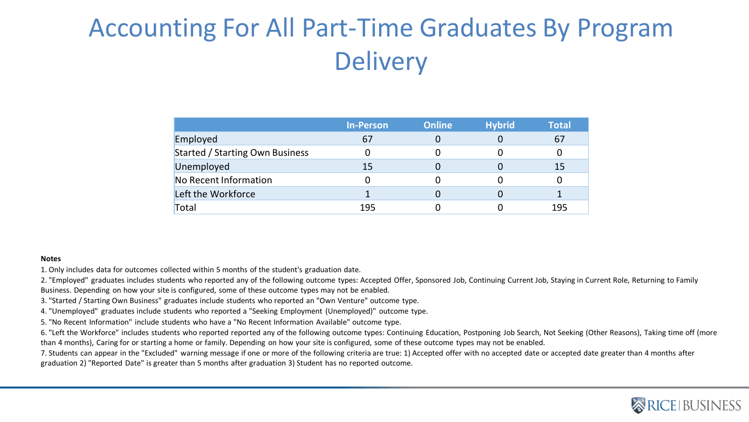# Accounting For All Part-Time Graduates By Program Delivery

| | In-Person | Online | Hybrid | Total |
|---|---|---|---|---|
| Employed | 67 | 0 | 0 | 67 |
| Started / Starting Own Business | 0 | 0 | 0 | 0 |
| Unemployed | 15 | 0 | 0 | 15 |
| No Recent Information | 0 | 0 | 0 | 0 |
| Left the Workforce | 1 | 0 | 0 | 1 |
| Total | 195 | 0 | 0 | 195 |

**Notes**

1. Only includes data for outcomes collected within 5 months of the student's graduation date.
2. "Employed" graduates includes students who reported any of the following outcome types: Accepted Offer, Sponsored Job, Continuing Current Job, Staying in Current Role, Returning to Family Business. Depending on how your site is configured, some of these outcome types may not be enabled.
3. "Started / Starting Own Business" graduates include students who reported an "Own Venture" outcome type.
4. "Unemployed" graduates include students who reported a "Seeking Employment (Unemployed)" outcome type.
5. "No Recent Information" include students who have a "No Recent Information Available" outcome type.
6. "Left the Workforce" includes students who reported reported any of the following outcome types: Continuing Education, Postponing Job Search, Not Seeking (Other Reasons), Taking time off (more than 4 months), Caring for or starting a home or family. Depending on how your site is configured, some of these outcome types may not be enabled.
7. Students can appear in the "Excluded" warning message if one or more of the following criteria are true: 1) Accepted offer with no accepted date or accepted date greater than 4 months after graduation 2) "Reported Date" is greater than 5 months after graduation 3) Student has no reported outcome.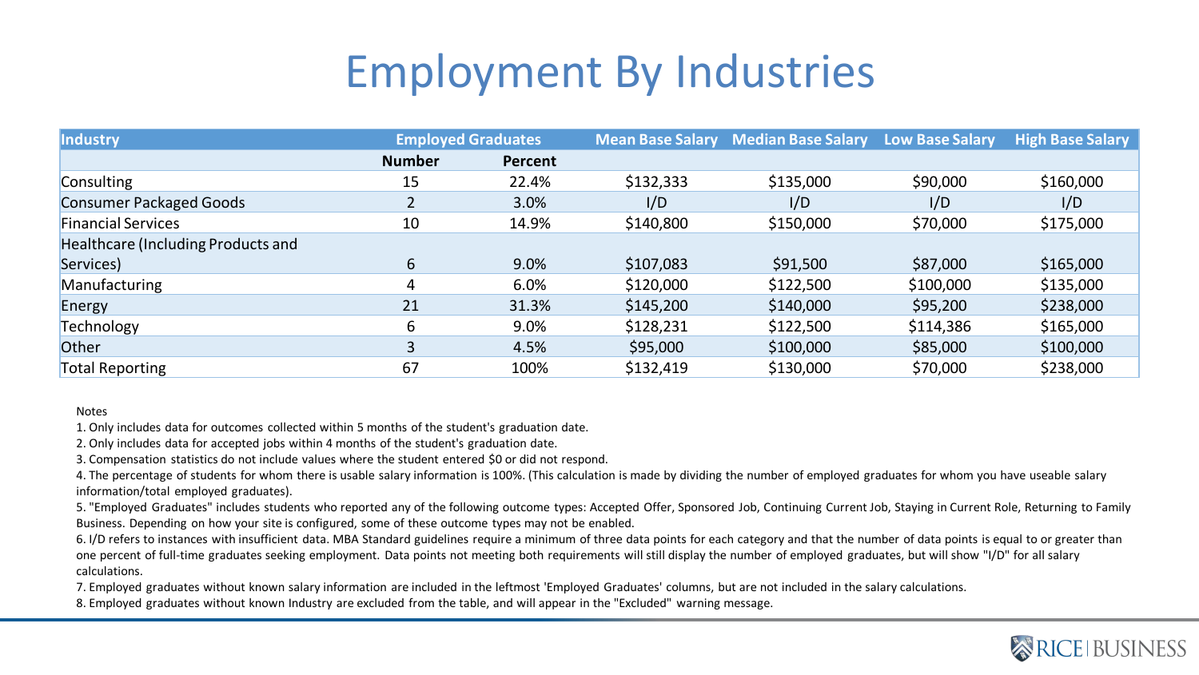# Employment By Industries

| Industry | Employed Graduates | | Mean Base Salary | Median Base Salary | Low Base Salary | High Base Salary |
|---|---|---|---|---|---|---|
| | **Number** | **Percent** | | | | |
| Consulting | 15 | 22.4% | $132,333 | $135,000 | $90,000 | $160,000 |
| Consumer Packaged Goods | 2 | 3.0% | I/D | I/D | I/D | I/D |
| Financial Services | 10 | 14.9% | $140,800 | $150,000 | $70,000 | $175,000 |
| Healthcare (Including Products and Services) | 6 | 9.0% | $107,083 | $91,500 | $87,000 | $165,000 |
| Manufacturing | 4 | 6.0% | $120,000 | $122,500 | $100,000 | $135,000 |
| Energy | 21 | 31.3% | $145,200 | $140,000 | $95,200 | $238,000 |
| Technology | 6 | 9.0% | $128,231 | $122,500 | $114,386 | $165,000 |
| Other | 3 | 4.5% | $95,000 | $100,000 | $85,000 | $100,000 |
| Total Reporting | 67 | 100% | $132,419 | $130,000 | $70,000 | $238,000 |

Notes

1. Only includes data for outcomes collected within 5 months of the student's graduation date.
2. Only includes data for accepted jobs within 4 months of the student's graduation date.
3. Compensation statistics do not include values where the student entered $0 or did not respond.
4. The percentage of students for whom there is usable salary information is 100%. (This calculation is made by dividing the number of employed graduates for whom you have useable salary information/total employed graduates).
5. "Employed Graduates" includes students who reported any of the following outcome types: Accepted Offer, Sponsored Job, Continuing Current Job, Staying in Current Role, Returning to Family Business. Depending on how your site is configured, some of these outcome types may not be enabled.
6. I/D refers to instances with insufficient data. MBA Standard guidelines require a minimum of three data points for each category and that the number of data points is equal to or greater than one percent of full-time graduates seeking employment. Data points not meeting both requirements will still display the number of employed graduates, but will show "I/D" for all salary calculations.
7. Employed graduates without known salary information are included in the leftmost 'Employed Graduates' columns, but are not included in the salary calculations.
8. Employed graduates without known Industry are excluded from the table, and will appear in the "Excluded" warning message.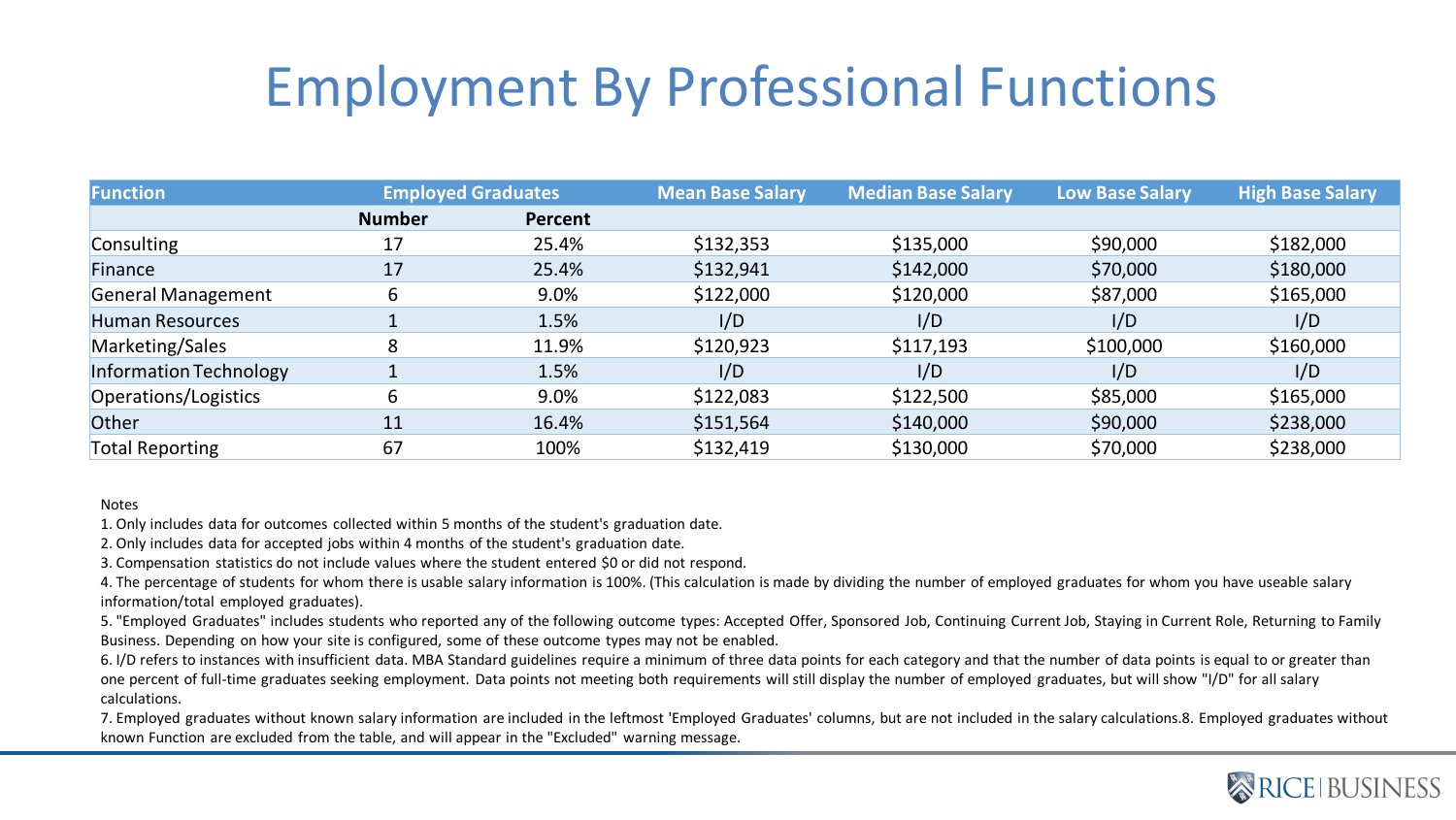# Employment By Professional Functions

| Function | Employed Graduates | | Mean Base Salary | Median Base Salary | Low Base Salary | High Base Salary |
|---|---|---|---|---|---|---|
| | Number | Percent | | | | |
| Consulting | 17 | 25.4% | $132,353 | $135,000 | $90,000 | $182,000 |
| Finance | 17 | 25.4% | $132,941 | $142,000 | $70,000 | $180,000 |
| General Management | 6 | 9.0% | $122,000 | $120,000 | $87,000 | $165,000 |
| Human Resources | 1 | 1.5% | I/D | I/D | I/D | I/D |
| Marketing/Sales | 8 | 11.9% | $120,923 | $117,193 | $100,000 | $160,000 |
| Information Technology | 1 | 1.5% | I/D | I/D | I/D | I/D |
| Operations/Logistics | 6 | 9.0% | $122,083 | $122,500 | $85,000 | $165,000 |
| Other | 11 | 16.4% | $151,564 | $140,000 | $90,000 | $238,000 |
| Total Reporting | 67 | 100% | $132,419 | $130,000 | $70,000 | $238,000 |

Notes

1. Only includes data for outcomes collected within 5 months of the student's graduation date.
2. Only includes data for accepted jobs within 4 months of the student's graduation date.
3. Compensation statistics do not include values where the student entered $0 or did not respond.
4. The percentage of students for whom there is usable salary information is 100%. (This calculation is made by dividing the number of employed graduates for whom you have useable salary information/total employed graduates).
5. "Employed Graduates" includes students who reported any of the following outcome types: Accepted Offer, Sponsored Job, Continuing Current Job, Staying in Current Role, Returning to Family Business. Depending on how your site is configured, some of these outcome types may not be enabled.
6. I/D refers to instances with insufficient data. MBA Standard guidelines require a minimum of three data points for each category and that the number of data points is equal to or greater than one percent of full-time graduates seeking employment. Data points not meeting both requirements will still display the number of employed graduates, but will show "I/D" for all salary calculations.
7. Employed graduates without known salary information are included in the leftmost 'Employed Graduates' columns, but are not included in the salary calculations.8. Employed graduates without known Function are excluded from the table, and will appear in the "Excluded" warning message.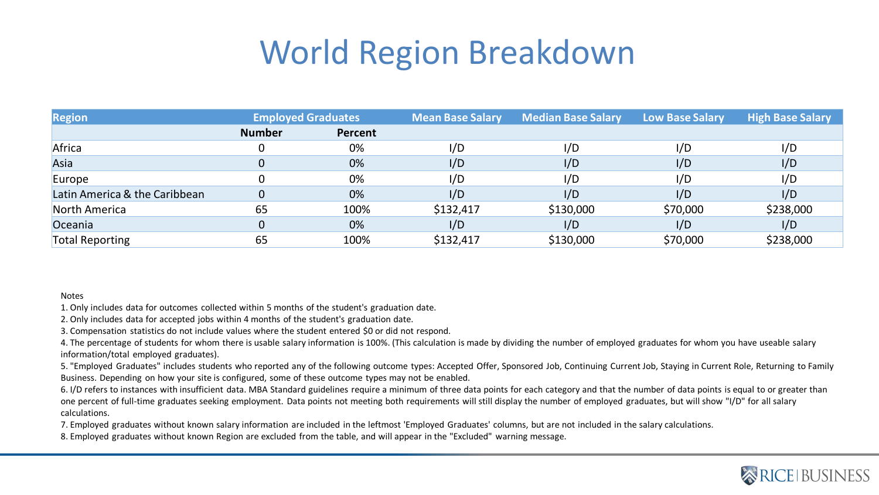# World Region Breakdown

| Region | Employed Graduates | | Mean Base Salary | Median Base Salary | Low Base Salary | High Base Salary |
|---|---|---|---|---|---|---|
| | Number | Percent | | | | |
| Africa | 0 | 0% | I/D | I/D | I/D | I/D |
| Asia | 0 | 0% | I/D | I/D | I/D | I/D |
| Europe | 0 | 0% | I/D | I/D | I/D | I/D |
| Latin America & the Caribbean | 0 | 0% | I/D | I/D | I/D | I/D |
| North America | 65 | 100% | $132,417 | $130,000 | $70,000 | $238,000 |
| Oceania | 0 | 0% | I/D | I/D | I/D | I/D |
| Total Reporting | 65 | 100% | $132,417 | $130,000 | $70,000 | $238,000 |

Notes

1. Only includes data for outcomes collected within 5 months of the student's graduation date.
2. Only includes data for accepted jobs within 4 months of the student's graduation date.
3. Compensation statistics do not include values where the student entered $0 or did not respond.
4. The percentage of students for whom there is usable salary information is 100%. (This calculation is made by dividing the number of employed graduates for whom you have useable salary information/total employed graduates).
5. "Employed Graduates" includes students who reported any of the following outcome types: Accepted Offer, Sponsored Job, Continuing Current Job, Staying in Current Role, Returning to Family Business. Depending on how your site is configured, some of these outcome types may not be enabled.
6. I/D refers to instances with insufficient data. MBA Standard guidelines require a minimum of three data points for each category and that the number of data points is equal to or greater than one percent of full-time graduates seeking employment. Data points not meeting both requirements will still display the number of employed graduates, but will show "I/D" for all salary calculations.
7. Employed graduates without known salary information are included in the leftmost 'Employed Graduates' columns, but are not included in the salary calculations.
8. Employed graduates without known Region are excluded from the table, and will appear in the "Excluded" warning message.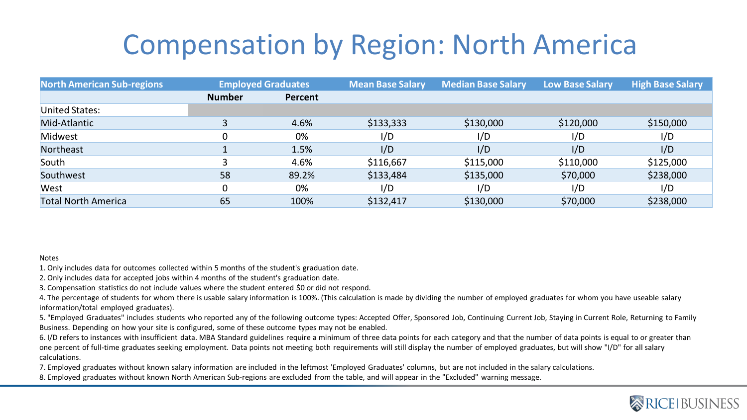# Compensation by Region: North America

| North American Sub-regions | Employed Graduates | | Mean Base Salary | Median Base Salary | Low Base Salary | High Base Salary |
|---|---|---|---|---|---|---|
| | Number | Percent | | | | |
| United States: | | | | | | |
| Mid-Atlantic | 3 | 4.6% | $133,333 | $130,000 | $120,000 | $150,000 |
| Midwest | 0 | 0% | I/D | I/D | I/D | I/D |
| Northeast | 1 | 1.5% | I/D | I/D | I/D | I/D |
| South | 3 | 4.6% | $116,667 | $115,000 | $110,000 | $125,000 |
| Southwest | 58 | 89.2% | $133,484 | $135,000 | $70,000 | $238,000 |
| West | 0 | 0% | I/D | I/D | I/D | I/D |
| Total North America | 65 | 100% | $132,417 | $130,000 | $70,000 | $238,000 |

Notes

1. Only includes data for outcomes collected within 5 months of the student's graduation date.
2. Only includes data for accepted jobs within 4 months of the student's graduation date.
3. Compensation statistics do not include values where the student entered $0 or did not respond.
4. The percentage of students for whom there is usable salary information is 100%. (This calculation is made by dividing the number of employed graduates for whom you have useable salary information/total employed graduates).
5. "Employed Graduates" includes students who reported any of the following outcome types: Accepted Offer, Sponsored Job, Continuing Current Job, Staying in Current Role, Returning to Family Business. Depending on how your site is configured, some of these outcome types may not be enabled.
6. I/D refers to instances with insufficient data. MBA Standard guidelines require a minimum of three data points for each category and that the number of data points is equal to or greater than one percent of full-time graduates seeking employment. Data points not meeting both requirements will still display the number of employed graduates, but will show "I/D" for all salary calculations.
7. Employed graduates without known salary information are included in the leftmost 'Employed Graduates' columns, but are not included in the salary calculations.
8. Employed graduates without known North American Sub-regions are excluded from the table, and will appear in the "Excluded" warning message.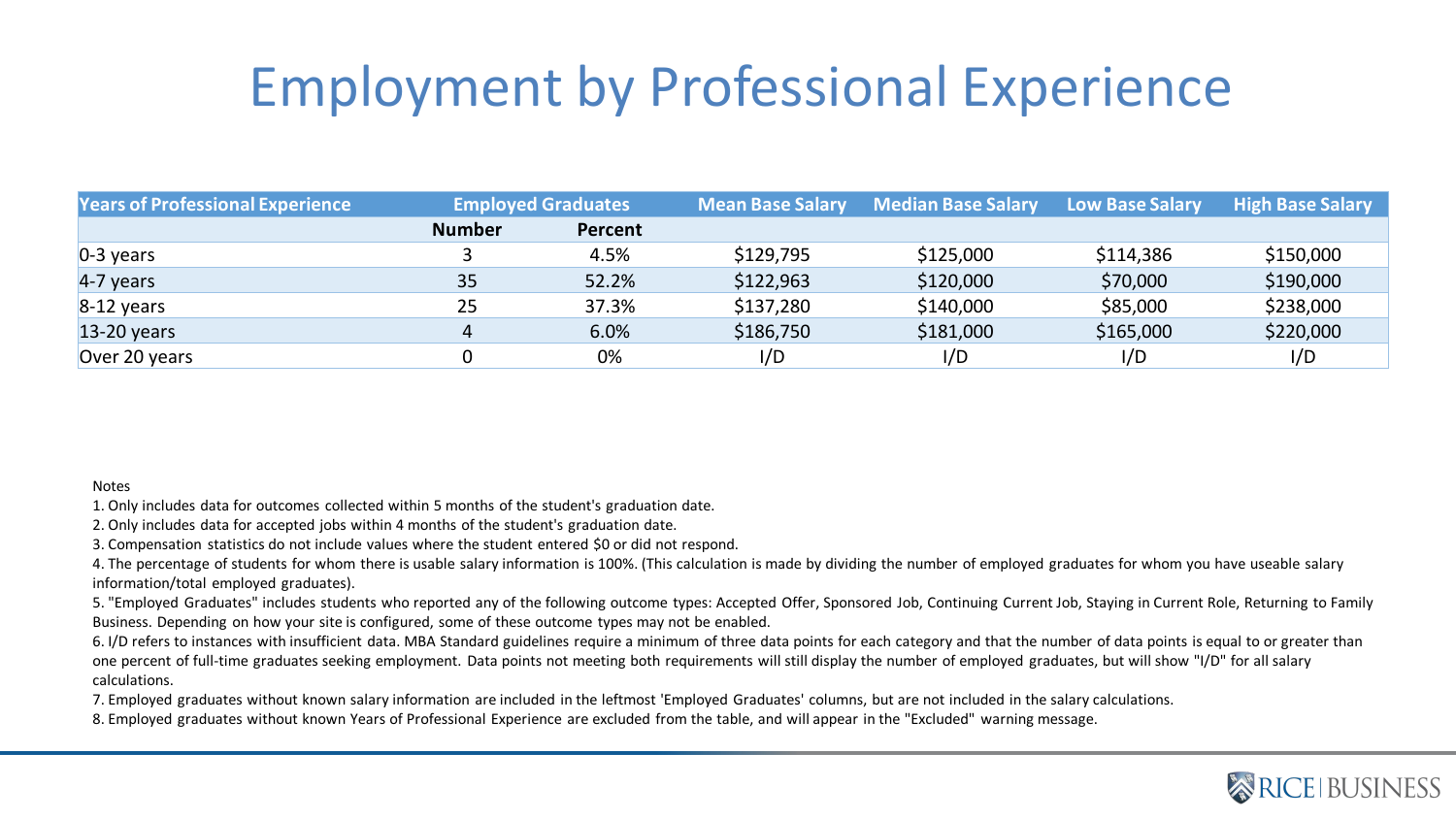# Employment by Professional Experience

| Years of Professional Experience | Employed Graduates | | Mean Base Salary | Median Base Salary | Low Base Salary | High Base Salary |
|---|---|---|---|---|---|---|
| | Number | Percent | | | | |
| 0-3 years | 3 | 4.5% | $129,795 | $125,000 | $114,386 | $150,000 |
| 4-7 years | 35 | 52.2% | $122,963 | $120,000 | $70,000 | $190,000 |
| 8-12 years | 25 | 37.3% | $137,280 | $140,000 | $85,000 | $238,000 |
| 13-20 years | 4 | 6.0% | $186,750 | $181,000 | $165,000 | $220,000 |
| Over 20 years | 0 | 0% | I/D | I/D | I/D | I/D |

Notes

1. Only includes data for outcomes collected within 5 months of the student's graduation date.
2. Only includes data for accepted jobs within 4 months of the student's graduation date.
3. Compensation statistics do not include values where the student entered $0 or did not respond.
4. The percentage of students for whom there is usable salary information is 100%. (This calculation is made by dividing the number of employed graduates for whom you have useable salary information/total employed graduates).
5. "Employed Graduates" includes students who reported any of the following outcome types: Accepted Offer, Sponsored Job, Continuing Current Job, Staying in Current Role, Returning to Family Business. Depending on how your site is configured, some of these outcome types may not be enabled.
6. I/D refers to instances with insufficient data. MBA Standard guidelines require a minimum of three data points for each category and that the number of data points is equal to or greater than one percent of full-time graduates seeking employment. Data points not meeting both requirements will still display the number of employed graduates, but will show "I/D" for all salary calculations.
7. Employed graduates without known salary information are included in the leftmost 'Employed Graduates' columns, but are not included in the salary calculations.
8. Employed graduates without known Years of Professional Experience are excluded from the table, and will appear in the "Excluded" warning message.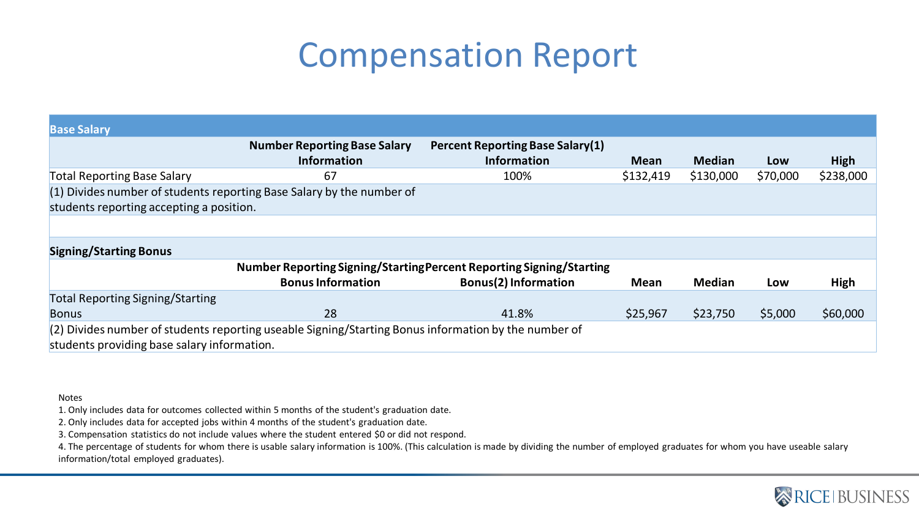# Compensation Report

| Base Salary | | | | | | |
|---|---|---|---|---|---|---|
| | Number Reporting Base Salary Information | Percent Reporting Base Salary(1) Information | Mean | Median | Low | High |
| Total Reporting Base Salary | 67 | 100% | $132,419 | $130,000 | $70,000 | $238,000 |
| (1) Divides number of students reporting Base Salary by the number of students reporting accepting a position. | | | | | | |

| Signing/Starting Bonus | | | | | | |
|---|---|---|---|---|---|---|
| | Number Reporting Signing/Starting Bonus Information | Percent Reporting Signing/Starting Bonus(2) Information | Mean | Median | Low | High |
| Total Reporting Signing/Starting Bonus | 28 | 41.8% | $25,967 | $23,750 | $5,000 | $60,000 |
| (2) Divides number of students reporting useable Signing/Starting Bonus information by the number of students providing base salary information. | | | | | | |

Notes

1. Only includes data for outcomes collected within 5 months of the student's graduation date.
2. Only includes data for accepted jobs within 4 months of the student's graduation date.
3. Compensation statistics do not include values where the student entered $0 or did not respond.
4. The percentage of students for whom there is usable salary information is 100%. (This calculation is made by dividing the number of employed graduates for whom you have useable salary information/total employed graduates).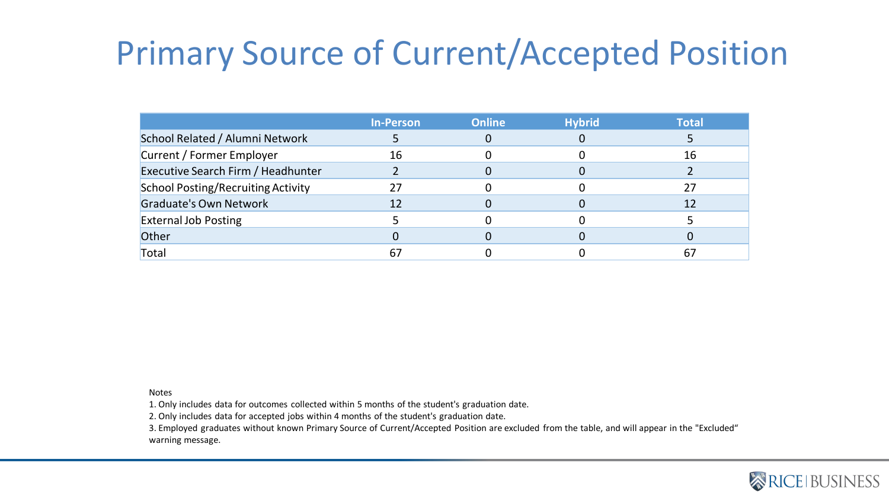# Primary Source of Current/Accepted Position

| | In-Person | Online | Hybrid | Total |
|---|---|---|---|---|
| School Related / Alumni Network | 5 | 0 | 0 | 5 |
| Current / Former Employer | 16 | 0 | 0 | 16 |
| Executive Search Firm / Headhunter | 2 | 0 | 0 | 2 |
| School Posting/Recruiting Activity | 27 | 0 | 0 | 27 |
| Graduate's Own Network | 12 | 0 | 0 | 12 |
| External Job Posting | 5 | 0 | 0 | 5 |
| Other | 0 | 0 | 0 | 0 |
| Total | 67 | 0 | 0 | 67 |

Notes

1. Only includes data for outcomes collected within 5 months of the student's graduation date.
2. Only includes data for accepted jobs within 4 months of the student's graduation date.
3. Employed graduates without known Primary Source of Current/Accepted Position are excluded from the table, and will appear in the "Excluded" warning message.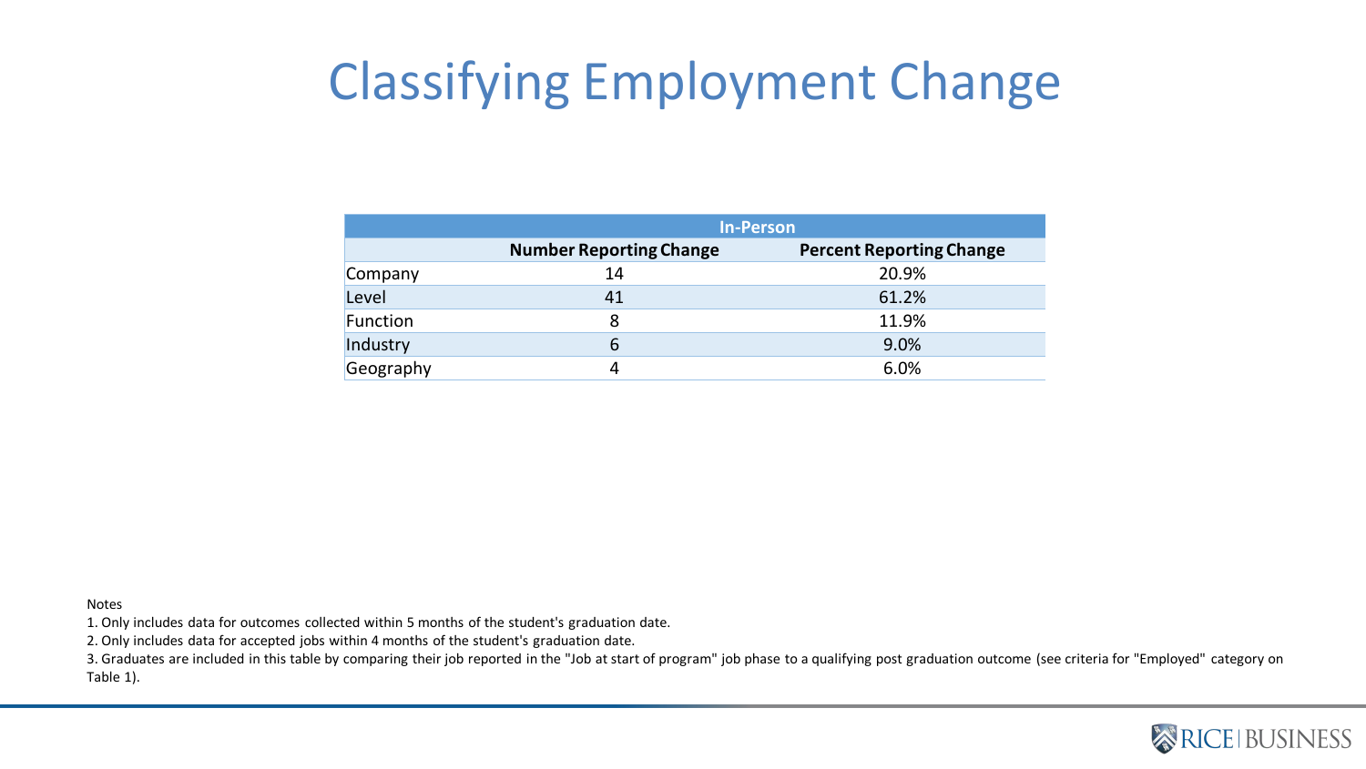# Classifying Employment Change

| In-Person | | |
|---|---|---|
| | **Number Reporting Change** | **Percent Reporting Change** |
| Company | 14 | 20.9% |
| Level | 41 | 61.2% |
| Function | 8 | 11.9% |
| Industry | 6 | 9.0% |
| Geography | 4 | 6.0% |

Notes

1. Only includes data for outcomes collected within 5 months of the student's graduation date.
2. Only includes data for accepted jobs within 4 months of the student's graduation date.
3. Graduates are included in this table by comparing their job reported in the "Job at start of program" job phase to a qualifying post graduation outcome (see criteria for "Employed" category on Table 1).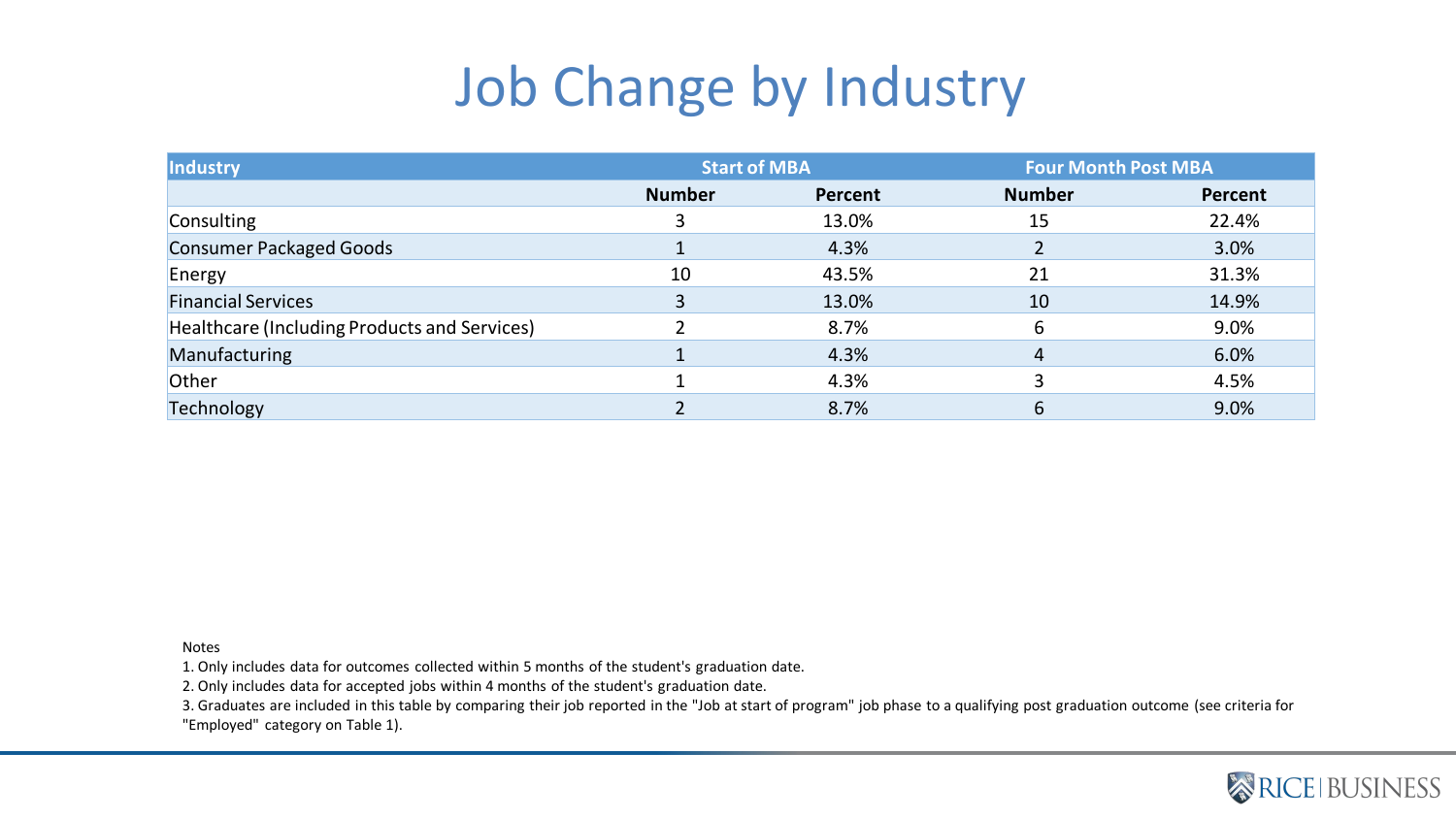# Job Change by Industry

| Industry | Start of MBA | | Four Month Post MBA | |
|---|---|---|---|---|
| | Number | Percent | Number | Percent |
| Consulting | 3 | 13.0% | 15 | 22.4% |
| Consumer Packaged Goods | 1 | 4.3% | 2 | 3.0% |
| Energy | 10 | 43.5% | 21 | 31.3% |
| Financial Services | 3 | 13.0% | 10 | 14.9% |
| Healthcare (Including Products and Services) | 2 | 8.7% | 6 | 9.0% |
| Manufacturing | 1 | 4.3% | 4 | 6.0% |
| Other | 1 | 4.3% | 3 | 4.5% |
| Technology | 2 | 8.7% | 6 | 9.0% |

Notes

1. Only includes data for outcomes collected within 5 months of the student's graduation date.
2. Only includes data for accepted jobs within 4 months of the student's graduation date.
3. Graduates are included in this table by comparing their job reported in the "Job at start of program" job phase to a qualifying post graduation outcome (see criteria for "Employed" category on Table 1).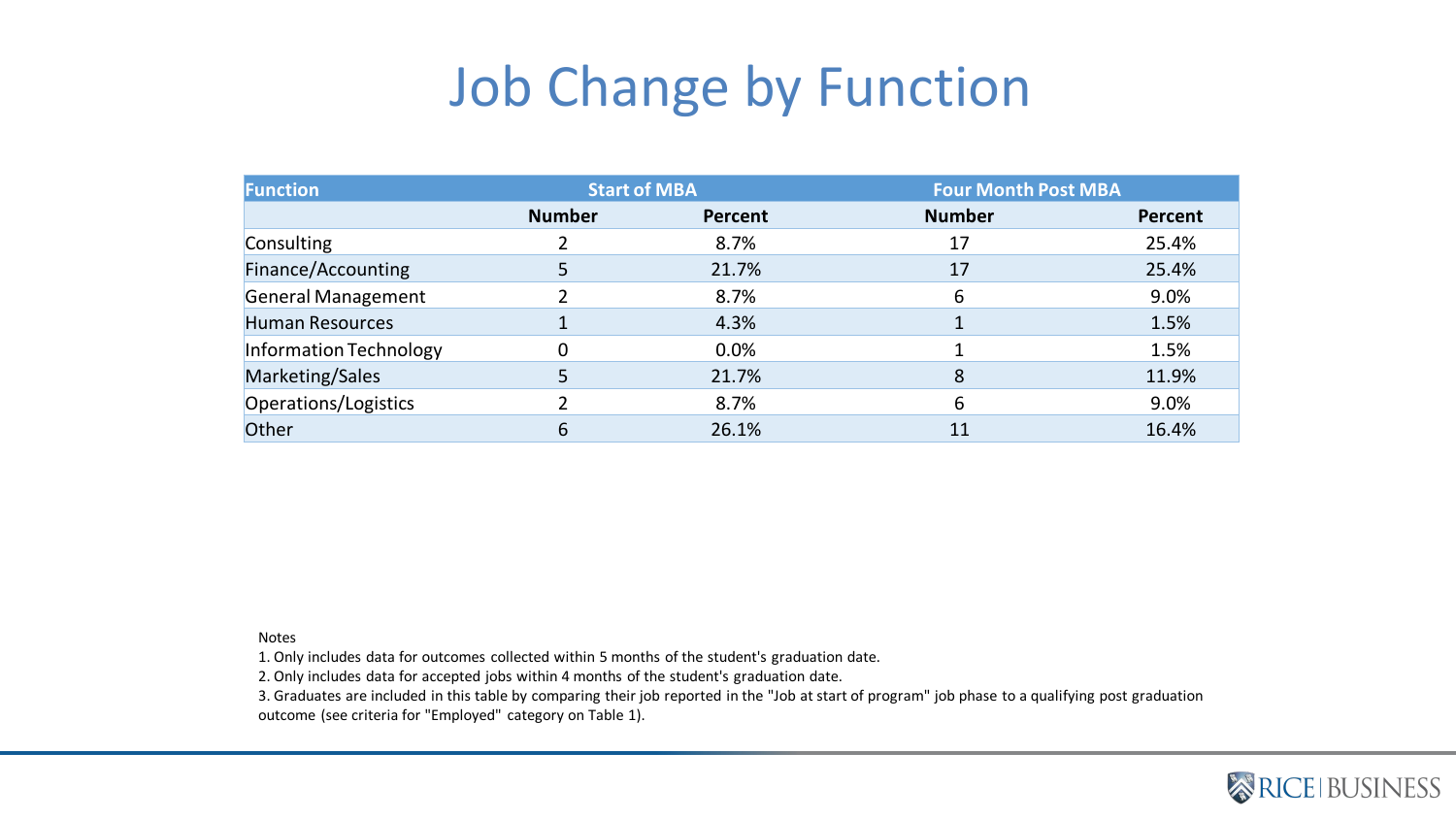# Job Change by Function

| Function | Start of MBA | | Four Month Post MBA | |
|---|---|---|---|---|
| | Number | Percent | Number | Percent |
| Consulting | 2 | 8.7% | 17 | 25.4% |
| Finance/Accounting | 5 | 21.7% | 17 | 25.4% |
| General Management | 2 | 8.7% | 6 | 9.0% |
| Human Resources | 1 | 4.3% | 1 | 1.5% |
| Information Technology | 0 | 0.0% | 1 | 1.5% |
| Marketing/Sales | 5 | 21.7% | 8 | 11.9% |
| Operations/Logistics | 2 | 8.7% | 6 | 9.0% |
| Other | 6 | 26.1% | 11 | 16.4% |

Notes

1. Only includes data for outcomes collected within 5 months of the student's graduation date.
2. Only includes data for accepted jobs within 4 months of the student's graduation date.
3. Graduates are included in this table by comparing their job reported in the "Job at start of program" job phase to a qualifying post graduation outcome (see criteria for "Employed" category on Table 1).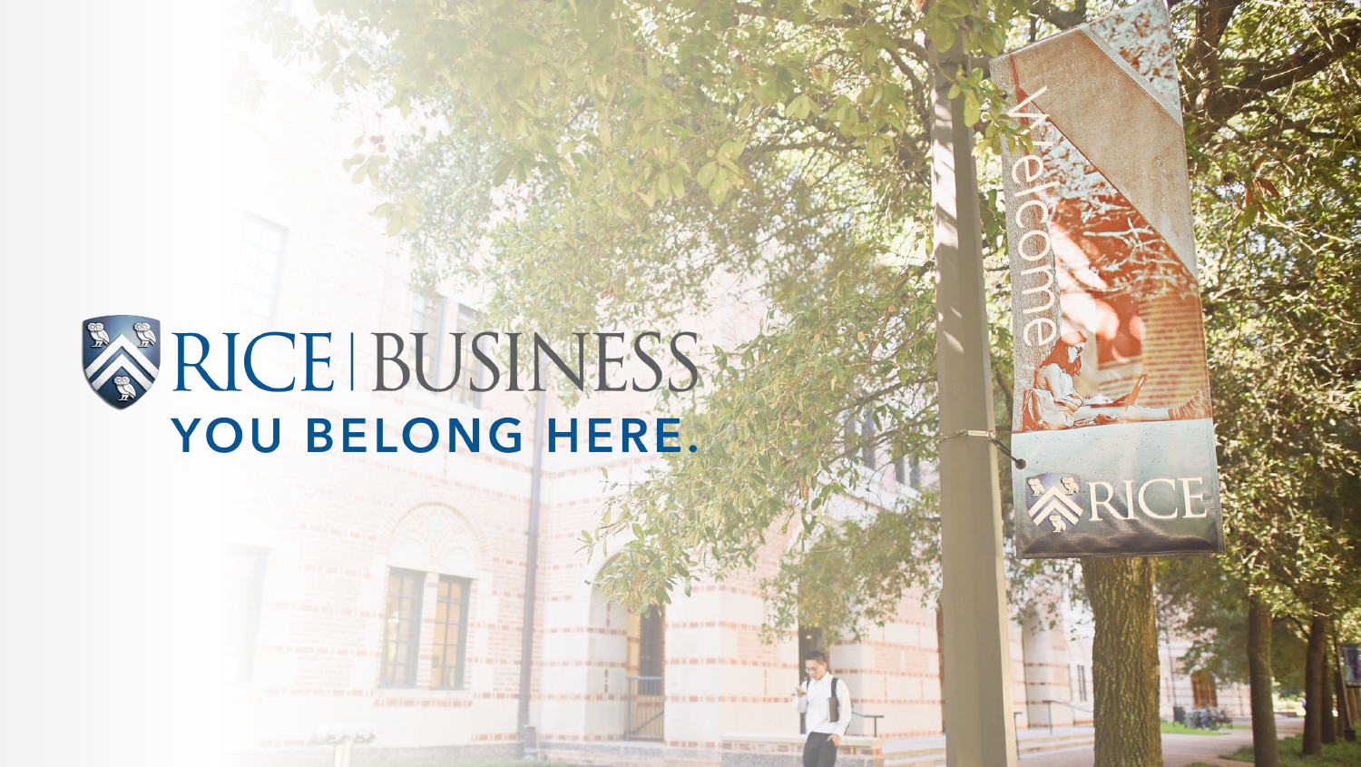RICE | BUSINESS

YOU BELONG HERE.